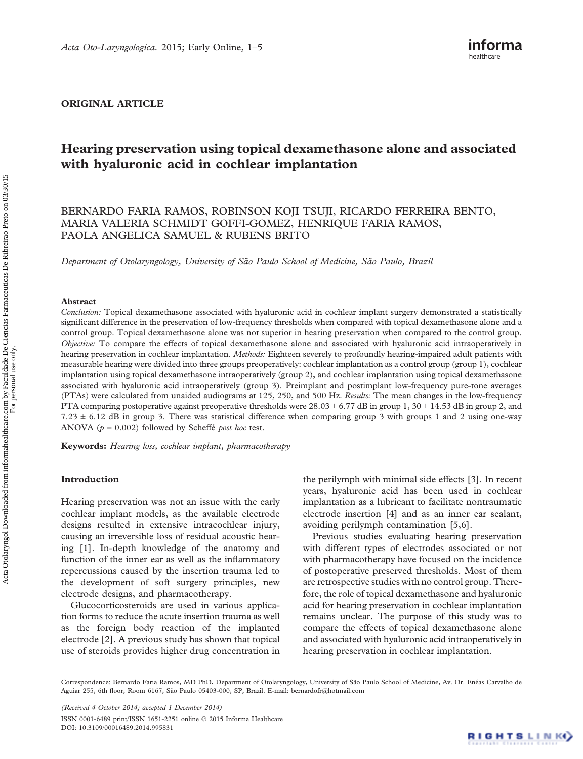ORIGINAL ARTICLE

# Hearing preservation using topical dexamethasone alone and associated with hyaluronic acid in cochlear implantation

BERNARDO FARIA RAMOS, ROBINSON KOJI TSUJI, RICARDO FERREIRA BENTO, MARIA VALERIA SCHMIDT GOFFI-GOMEZ, HENRIQUE FARIA RAMOS, PAOLA ANGELICA SAMUEL & RUBENS BRITO

*Department of Otolaryngology, University of São Paulo School of Medicine, São Paulo, Brazil*

## Abstract

*Conclusion:* Topical dexamethasone associated with hyaluronic acid in cochlear implant surgery demonstrated a statistically significant difference in the preservation of low-frequency thresholds when compared with topical dexamethasone alone and a control group. Topical dexamethasone alone was not superior in hearing preservation when compared to the control group. *Objective:* To compare the effects of topical dexamethasone alone and associated with hyaluronic acid intraoperatively in hearing preservation in cochlear implantation. *Methods:* Eighteen severely to profoundly hearing-impaired adult patients with measurable hearing were divided into three groups preoperatively: cochlear implantation as a control group (group 1), cochlear implantation using topical dexamethasone intraoperatively (group 2), and cochlear implantation using topical dexamethasone associated with hyaluronic acid intraoperatively (group 3). Preimplant and postimplant low-frequency pure-tone averages (PTAs) were calculated from unaided audiograms at 125, 250, and 500 Hz. *Results:* The mean changes in the low-frequency PTA comparing postoperative against preoperative thresholds were $28.03 \pm 6.77$ dB in group 1, $30 \pm 14.53$ dB in group 2, and $7.23 \pm 6.12$ dB in group 3. There was statistical difference when comparing group 3 with groups 1 and 2 using one-way ANOVA ($p = 0.002$) followed by Scheffé *post hoc* test.

**Keywords:** *Hearing loss, cochlear implant, pharmacotherapy*

## Introduction

Hearing preservation was not an issue with the early cochlear implant models, as the available electrode designs resulted in extensive intracochlear injury, causing an irreversible loss of residual acoustic hearing [1]. In-depth knowledge of the anatomy and function of the inner ear as well as the inflammatory repercussions caused by the insertion trauma led to the development of soft surgery principles, new electrode designs, and pharmacotherapy.

Glucocorticosteroids are used in various application forms to reduce the acute insertion trauma as well as the foreign body reaction of the implanted electrode [2]. A previous study has shown that topical use of steroids provides higher drug concentration in the perilymph with minimal side effects [3]. In recent years, hyaluronic acid has been used in cochlear implantation as a lubricant to facilitate nontraumatic electrode insertion [4] and as an inner ear sealant, avoiding perilymph contamination [5,6].

Previous studies evaluating hearing preservation with different types of electrodes associated or not with pharmacotherapy have focused on the incidence of postoperative preserved thresholds. Most of them are retrospective studies with no control group. Therefore, the role of topical dexamethasone and hyaluronic acid for hearing preservation in cochlear implantation remains unclear. The purpose of this study was to compare the effects of topical dexamethasone alone and associated with hyaluronic acid intraoperatively in hearing preservation in cochlear implantation.

Correspondence: Bernardo Faria Ramos, MD PhD, Department of Otolaryngology, University of São Paulo School of Medicine, Av. Dr. Enéas Carvalho de Aguiar 255, 6th floor, Room 6167, São Paulo 05403-000, SP, Brazil. E-mail: bernardofr@hotmail.com

*(Received 4 October 2014; accepted 1 December 2014)*

ISSN 0001-6489 print/ISSN 1651-2251 online © 2015 Informa Healthcare
DOI: 10.3109/00016489.2014.995831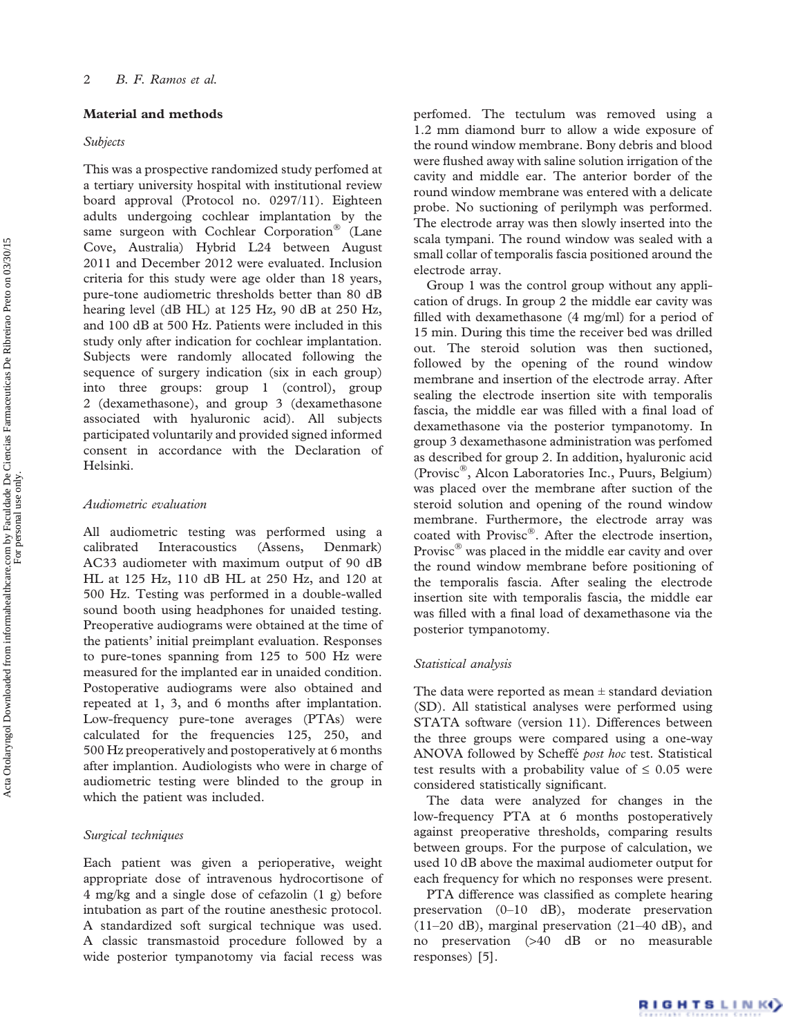## Material and methods

### *Subjects*

This was a prospective randomized study perfomed at a tertiary university hospital with institutional review board approval (Protocol no. 0297/11). Eighteen adults undergoing cochlear implantation by the same surgeon with Cochlear Corporation® (Lane Cove, Australia) Hybrid L24 between August 2011 and December 2012 were evaluated. Inclusion criteria for this study were age older than 18 years, pure-tone audiometric thresholds better than 80 dB hearing level (dB HL) at 125 Hz, 90 dB at 250 Hz, and 100 dB at 500 Hz. Patients were included in this study only after indication for cochlear implantation. Subjects were randomly allocated following the sequence of surgery indication (six in each group) into three groups: group 1 (control), group 2 (dexamethasone), and group 3 (dexamethasone associated with hyaluronic acid). All subjects participated voluntarily and provided signed informed consent in accordance with the Declaration of Helsinki.

### *Audiometric evaluation*

All audiometric testing was performed using a calibrated Interacoustics (Assens, Denmark) AC33 audiometer with maximum output of 90 dB HL at 125 Hz, 110 dB HL at 250 Hz, and 120 at 500 Hz. Testing was performed in a double-walled sound booth using headphones for unaided testing. Preoperative audiograms were obtained at the time of the patients' initial preimplant evaluation. Responses to pure-tones spanning from 125 to 500 Hz were measured for the implanted ear in unaided condition. Postoperative audiograms were also obtained and repeated at 1, 3, and 6 months after implantation. Low-frequency pure-tone averages (PTAs) were calculated for the frequencies 125, 250, and 500 Hz preoperatively and postoperatively at 6 months after implantion. Audiologists who were in charge of audiometric testing were blinded to the group in which the patient was included.

### *Surgical techniques*

Each patient was given a perioperative, weight appropriate dose of intravenous hydrocortisone of 4 mg/kg and a single dose of cefazolin (1 g) before intubation as part of the routine anesthesic protocol. A standardized soft surgical technique was used. A classic transmastoid procedure followed by a wide posterior tympanotomy via facial recess was perfomed. The tectulum was removed using a 1.2 mm diamond burr to allow a wide exposure of the round window membrane. Bony debris and blood were flushed away with saline solution irrigation of the cavity and middle ear. The anterior border of the round window membrane was entered with a delicate probe. No suctioning of perilymph was performed. The electrode array was then slowly inserted into the scala tympani. The round window was sealed with a small collar of temporalis fascia positioned around the electrode array.

Group 1 was the control group without any application of drugs. In group 2 the middle ear cavity was filled with dexamethasone (4 mg/ml) for a period of 15 min. During this time the receiver bed was drilled out. The steroid solution was then suctioned, followed by the opening of the round window membrane and insertion of the electrode array. After sealing the electrode insertion site with temporalis fascia, the middle ear was filled with a final load of dexamethasone via the posterior tympanotomy. In group 3 dexamethasone administration was perfomed as described for group 2. In addition, hyaluronic acid (Provisc®, Alcon Laboratories Inc., Puurs, Belgium) was placed over the membrane after suction of the steroid solution and opening of the round window membrane. Furthermore, the electrode array was coated with Provisc®. After the electrode insertion, Provisc® was placed in the middle ear cavity and over the round window membrane before positioning of the temporalis fascia. After sealing the electrode insertion site with temporalis fascia, the middle ear was filled with a final load of dexamethasone via the posterior tympanotomy.

### *Statistical analysis*

The data were reported as mean ± standard deviation (SD). All statistical analyses were performed using STATA software (version 11). Differences between the three groups were compared using a one-way ANOVA followed by Scheffé *post hoc* test. Statistical test results with a probability value of ≤ 0.05 were considered statistically significant.

The data were analyzed for changes in the low-frequency PTA at 6 months postoperatively against preoperative thresholds, comparing results between groups. For the purpose of calculation, we used 10 dB above the maximal audiometer output for each frequency for which no responses were present.

PTA difference was classified as complete hearing preservation (0–10 dB), moderate preservation (11–20 dB), marginal preservation (21–40 dB), and no preservation (>40 dB or no measurable responses) [5].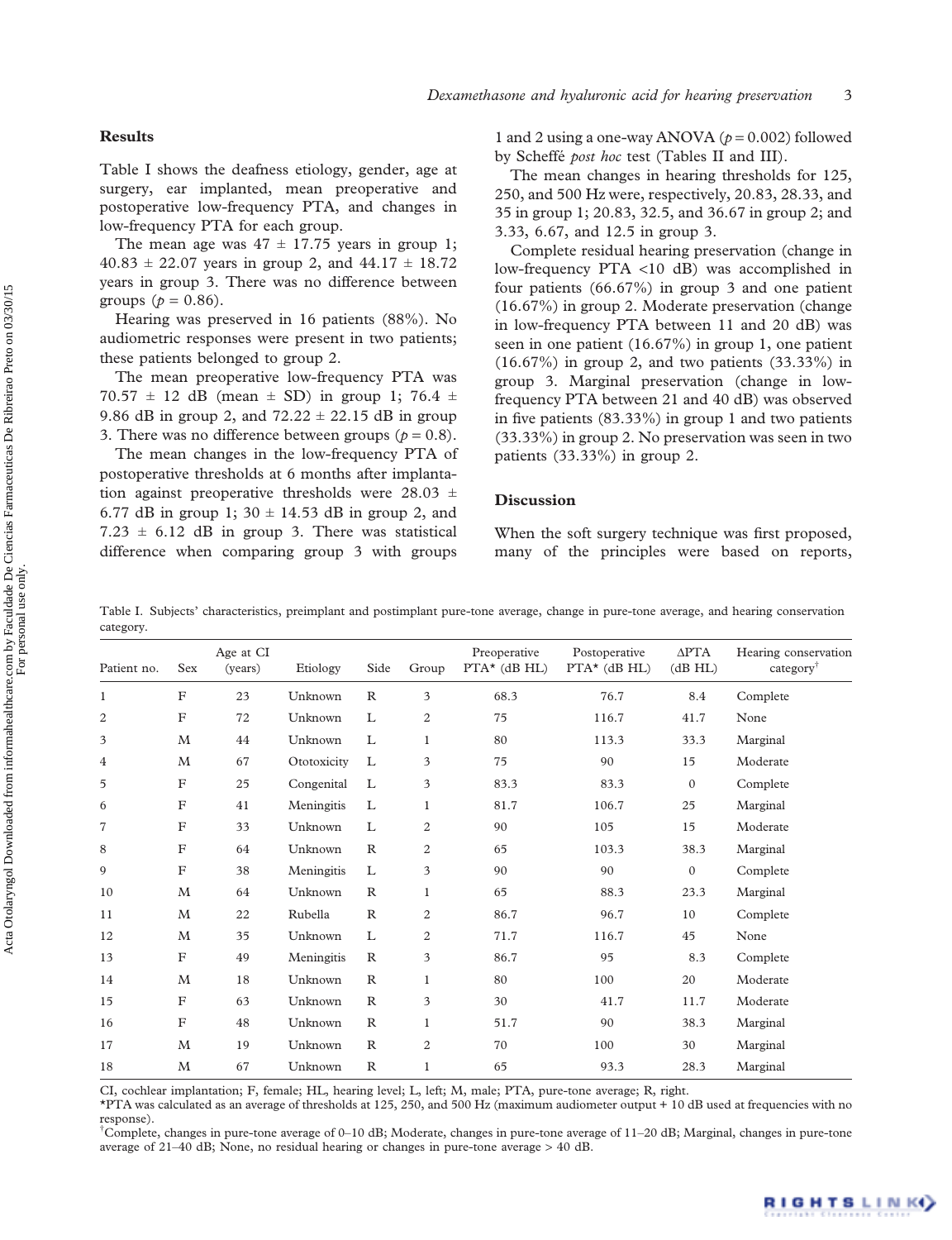## Results

Table I shows the deafness etiology, gender, age at surgery, ear implanted, mean preoperative and postoperative low-frequency PTA, and changes in low-frequency PTA for each group.

The mean age was 47 ± 17.75 years in group 1; 40.83 ± 22.07 years in group 2, and 44.17 ± 18.72 years in group 3. There was no difference between groups ($p = 0.86$).

Hearing was preserved in 16 patients (88%). No audiometric responses were present in two patients; these patients belonged to group 2.

The mean preoperative low-frequency PTA was 70.57 ± 12 dB (mean ± SD) in group 1; 76.4 ± 9.86 dB in group 2, and 72.22 ± 22.15 dB in group 3. There was no difference between groups ($p = 0.8$).

The mean changes in the low-frequency PTA of postoperative thresholds at 6 months after implantation against preoperative thresholds were 28.03 ± 6.77 dB in group 1; 30 ± 14.53 dB in group 2, and 7.23 ± 6.12 dB in group 3. There was statistical difference when comparing group 3 with groups 1 and 2 using a one-way ANOVA ($p = 0.002$) followed by Scheffé *post hoc* test (Tables II and III).

The mean changes in hearing thresholds for 125, 250, and 500 Hz were, respectively, 20.83, 28.33, and 35 in group 1; 20.83, 32.5, and 36.67 in group 2; and 3.33, 6.67, and 12.5 in group 3.

Complete residual hearing preservation (change in low-frequency PTA <10 dB) was accomplished in four patients (66.67%) in group 3 and one patient (16.67%) in group 2. Moderate preservation (change in low-frequency PTA between 11 and 20 dB) was seen in one patient (16.67%) in group 1, one patient (16.67%) in group 2, and two patients (33.33%) in group 3. Marginal preservation (change in low-frequency PTA between 21 and 40 dB) was observed in five patients (83.33%) in group 1 and two patients (33.33%) in group 2. No preservation was seen in two patients (33.33%) in group 2.

## Discussion

When the soft surgery technique was first proposed, many of the principles were based on reports,

Table I. Subjects' characteristics, preimplant and postimplant pure-tone average, change in pure-tone average, and hearing conservation category.

| Patient no. | Sex | Age at CI (years) | Etiology | Side | Group | Preoperative PTA* (dB HL) | Postoperative PTA* (dB HL) | ΔPTA (dB HL) | Hearing conservation category[†] |
|---|---|---|---|---|---|---|---|---|---|
| 1 | F | 23 | Unknown | R | 3 | 68.3 | 76.7 | 8.4 | Complete |
| 2 | F | 72 | Unknown | L | 2 | 75 | 116.7 | 41.7 | None |
| 3 | M | 44 | Unknown | L | 1 | 80 | 113.3 | 33.3 | Marginal |
| 4 | M | 67 | Ototoxicity | L | 3 | 75 | 90 | 15 | Moderate |
| 5 | F | 25 | Congenital | L | 3 | 83.3 | 83.3 | 0 | Complete |
| 6 | F | 41 | Meningitis | L | 1 | 81.7 | 106.7 | 25 | Marginal |
| 7 | F | 33 | Unknown | L | 2 | 90 | 105 | 15 | Moderate |
| 8 | F | 64 | Unknown | R | 2 | 65 | 103.3 | 38.3 | Marginal |
| 9 | F | 38 | Meningitis | L | 3 | 90 | 90 | 0 | Complete |
| 10 | M | 64 | Unknown | R | 1 | 65 | 88.3 | 23.3 | Marginal |
| 11 | M | 22 | Rubella | R | 2 | 86.7 | 96.7 | 10 | Complete |
| 12 | M | 35 | Unknown | L | 2 | 71.7 | 116.7 | 45 | None |
| 13 | F | 49 | Meningitis | R | 3 | 86.7 | 95 | 8.3 | Complete |
| 14 | M | 18 | Unknown | R | 1 | 80 | 100 | 20 | Moderate |
| 15 | F | 63 | Unknown | R | 3 | 30 | 41.7 | 11.7 | Moderate |
| 16 | F | 48 | Unknown | R | 1 | 51.7 | 90 | 38.3 | Marginal |
| 17 | M | 19 | Unknown | R | 2 | 70 | 100 | 30 | Marginal |
| 18 | M | 67 | Unknown | R | 1 | 65 | 93.3 | 28.3 | Marginal |

CI, cochlear implantation; F, female; HL, hearing level; L, left; M, male; PTA, pure-tone average; R, right.

*PTA was calculated as an average of thresholds at 125, 250, and 500 Hz (maximum audiometer output + 10 dB used at frequencies with no response).

[†]Complete, changes in pure-tone average of 0–10 dB; Moderate, changes in pure-tone average of 11–20 dB; Marginal, changes in pure-tone average of 21–40 dB; None, no residual hearing or changes in pure-tone average > 40 dB.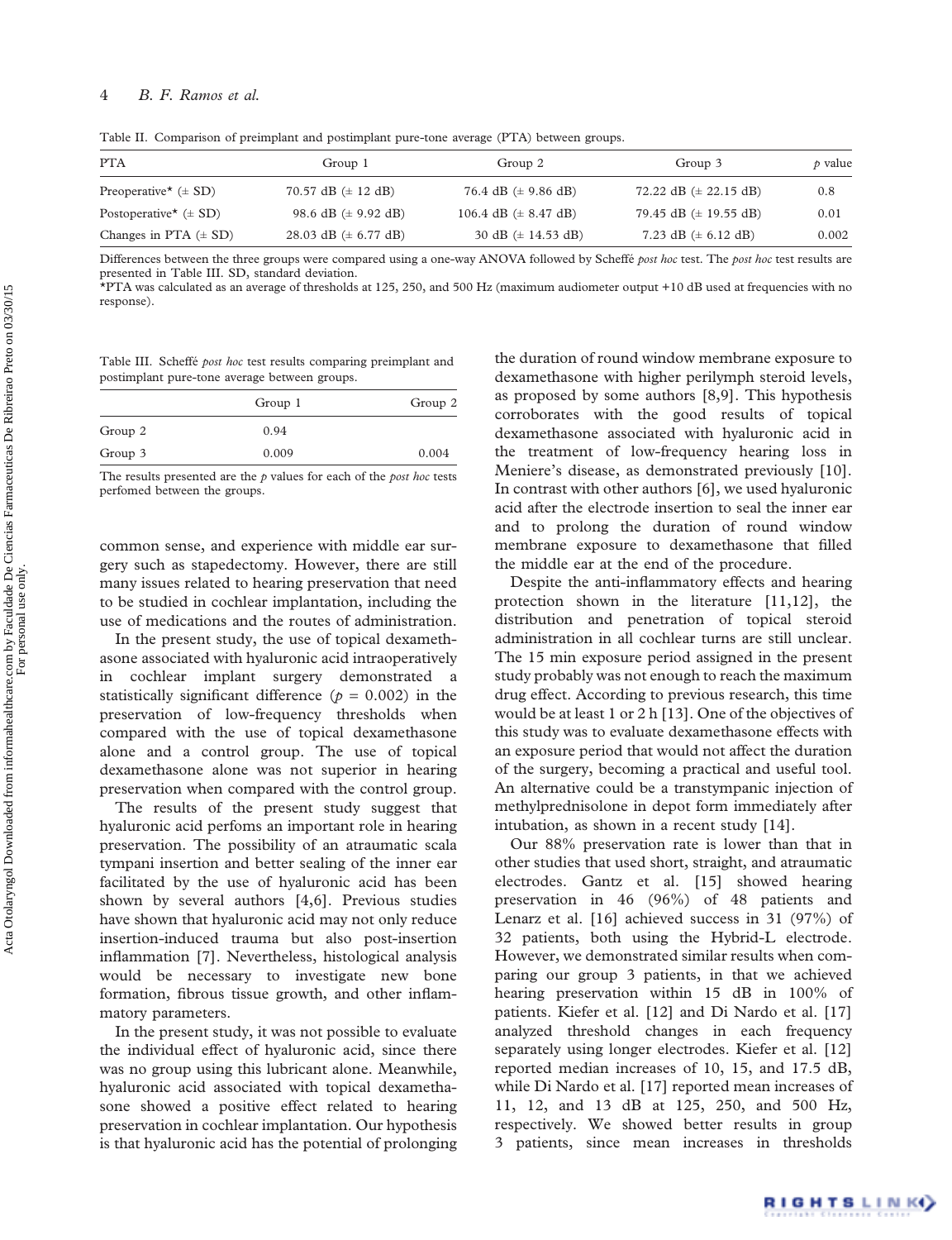Table II. Comparison of preimplant and postimplant pure-tone average (PTA) between groups.

| PTA | Group 1 | Group 2 | Group 3 | $p$ value |
|---|---|---|---|---|
| Preoperative* (± SD) | 70.57 dB (± 12 dB) | 76.4 dB (± 9.86 dB) | 72.22 dB (± 22.15 dB) | 0.8 |
| Postoperative* (± SD) | 98.6 dB (± 9.92 dB) | 106.4 dB (± 8.47 dB) | 79.45 dB (± 19.55 dB) | 0.01 |
| Changes in PTA (± SD) | 28.03 dB (± 6.77 dB) | 30 dB (± 14.53 dB) | 7.23 dB (± 6.12 dB) | 0.002 |

Differences between the three groups were compared using a one-way ANOVA followed by Scheffé *post hoc* test. The *post hoc* test results are presented in Table III. SD, standard deviation.
*PTA was calculated as an average of thresholds at 125, 250, and 500 Hz (maximum audiometer output +10 dB used at frequencies with no response).

Table III. Scheffé *post hoc* test results comparing preimplant and postimplant pure-tone average between groups.

| | Group 1 | Group 2 |
|---|---|---|
| Group 2 | 0.94 | |
| Group 3 | 0.009 | 0.004 |

The results presented are the $p$ values for each of the *post hoc* tests perfomed between the groups.

common sense, and experience with middle ear surgery such as stapedectomy. However, there are still many issues related to hearing preservation that need to be studied in cochlear implantation, including the use of medications and the routes of administration.

In the present study, the use of topical dexamethasone associated with hyaluronic acid intraoperatively in cochlear implant surgery demonstrated a statistically significant difference ($p$ = 0.002) in the preservation of low-frequency thresholds when compared with the use of topical dexamethasone alone and a control group. The use of topical dexamethasone alone was not superior in hearing preservation when compared with the control group.

The results of the present study suggest that hyaluronic acid perfoms an important role in hearing preservation. The possibility of an atraumatic scala tympani insertion and better sealing of the inner ear facilitated by the use of hyaluronic acid has been shown by several authors [4,6]. Previous studies have shown that hyaluronic acid may not only reduce insertion-induced trauma but also post-insertion inflammation [7]. Nevertheless, histological analysis would be necessary to investigate new bone formation, fibrous tissue growth, and other inflammatory parameters.

In the present study, it was not possible to evaluate the individual effect of hyaluronic acid, since there was no group using this lubricant alone. Meanwhile, hyaluronic acid associated with topical dexamethasone showed a positive effect related to hearing preservation in cochlear implantation. Our hypothesis is that hyaluronic acid has the potential of prolonging the duration of round window membrane exposure to dexamethasone with higher perilymph steroid levels, as proposed by some authors [8,9]. This hypothesis corroborates with the good results of topical dexamethasone associated with hyaluronic acid in the treatment of low-frequency hearing loss in Meniere's disease, as demonstrated previously [10]. In contrast with other authors [6], we used hyaluronic acid after the electrode insertion to seal the inner ear and to prolong the duration of round window membrane exposure to dexamethasone that filled the middle ear at the end of the procedure.

Despite the anti-inflammatory effects and hearing protection shown in the literature [11,12], the distribution and penetration of topical steroid administration in all cochlear turns are still unclear. The 15 min exposure period assigned in the present study probably was not enough to reach the maximum drug effect. According to previous research, this time would be at least 1 or 2 h [13]. One of the objectives of this study was to evaluate dexamethasone effects with an exposure period that would not affect the duration of the surgery, becoming a practical and useful tool. An alternative could be a transtympanic injection of methylprednisolone in depot form immediately after intubation, as shown in a recent study [14].

Our 88% preservation rate is lower than that in other studies that used short, straight, and atraumatic electrodes. Gantz et al. [15] showed hearing preservation in 46 (96%) of 48 patients and Lenarz et al. [16] achieved success in 31 (97%) of 32 patients, both using the Hybrid-L electrode. However, we demonstrated similar results when comparing our group 3 patients, in that we achieved hearing preservation within 15 dB in 100% of patients. Kiefer et al. [12] and Di Nardo et al. [17] analyzed threshold changes in each frequency separately using longer electrodes. Kiefer et al. [12] reported median increases of 10, 15, and 17.5 dB, while Di Nardo et al. [17] reported mean increases of 11, 12, and 13 dB at 125, 250, and 500 Hz, respectively. We showed better results in group 3 patients, since mean increases in thresholds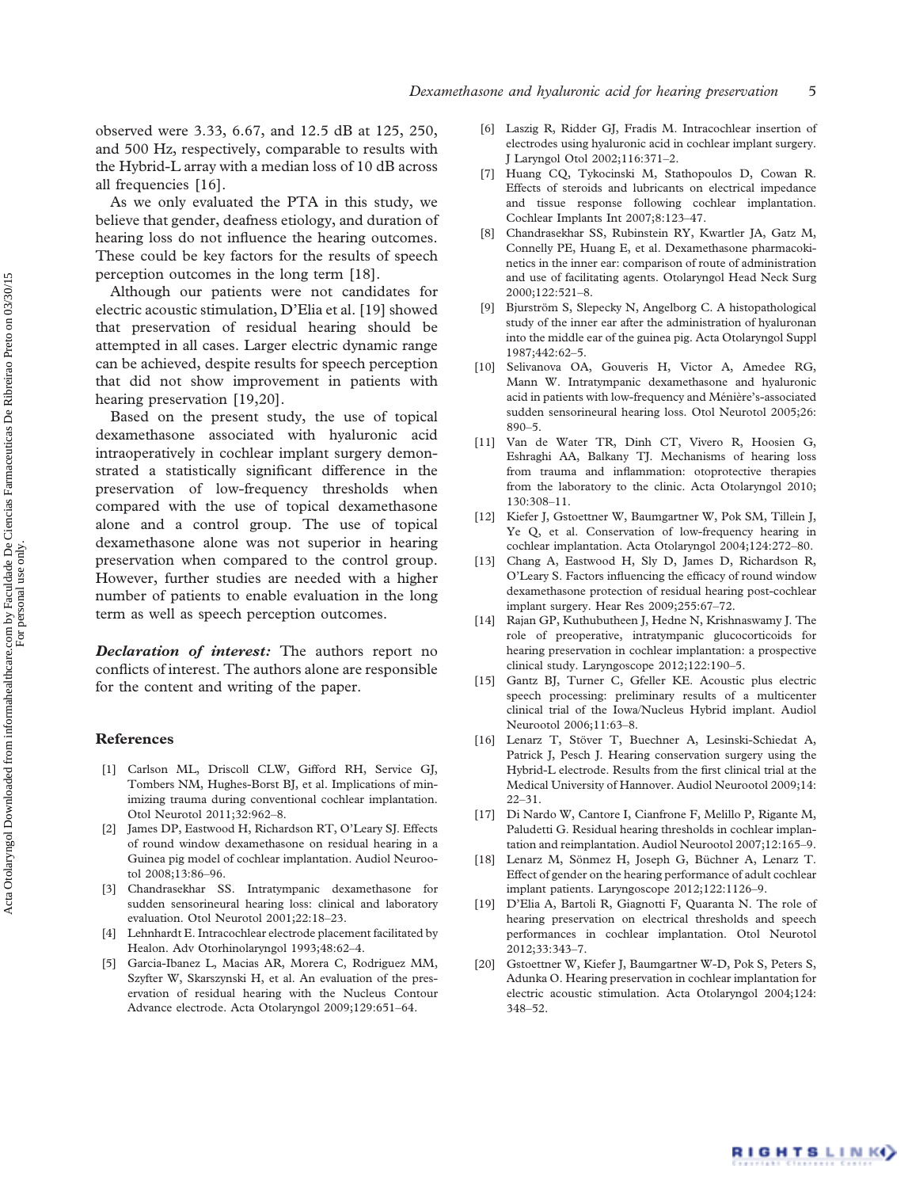observed were 3.33, 6.67, and 12.5 dB at 125, 250, and 500 Hz, respectively, comparable to results with the Hybrid-L array with a median loss of 10 dB across all frequencies [16].

As we only evaluated the PTA in this study, we believe that gender, deafness etiology, and duration of hearing loss do not influence the hearing outcomes. These could be key factors for the results of speech perception outcomes in the long term [18].

Although our patients were not candidates for electric acoustic stimulation, D'Elia et al. [19] showed that preservation of residual hearing should be attempted in all cases. Larger electric dynamic range can be achieved, despite results for speech perception that did not show improvement in patients with hearing preservation [19,20].

Based on the present study, the use of topical dexamethasone associated with hyaluronic acid intraoperatively in cochlear implant surgery demonstrated a statistically significant difference in the preservation of low-frequency thresholds when compared with the use of topical dexamethasone alone and a control group. The use of topical dexamethasone alone was not superior in hearing preservation when compared to the control group. However, further studies are needed with a higher number of patients to enable evaluation in the long term as well as speech perception outcomes.

***Declaration of interest:*** The authors report no conflicts of interest. The authors alone are responsible for the content and writing of the paper.

## References

[1] Carlson ML, Driscoll CLW, Gifford RH, Service GJ, Tombers NM, Hughes-Borst BJ, et al. Implications of minimizing trauma during conventional cochlear implantation. Otol Neurotol 2011;32:962–8.

[2] James DP, Eastwood H, Richardson RT, O'Leary SJ. Effects of round window dexamethasone on residual hearing in a Guinea pig model of cochlear implantation. Audiol Neurootol 2008;13:86–96.

[3] Chandrasekhar SS. Intratympanic dexamethasone for sudden sensorineural hearing loss: clinical and laboratory evaluation. Otol Neurotol 2001;22:18–23.

[4] Lehnhardt E. Intracochlear electrode placement facilitated by Healon. Adv Otorhinolaryngol 1993;48:62–4.

[5] Garcia-Ibanez L, Macias AR, Morera C, Rodriguez MM, Szyfter W, Skarszynski H, et al. An evaluation of the preservation of residual hearing with the Nucleus Contour Advance electrode. Acta Otolaryngol 2009;129:651–64.

[6] Laszig R, Ridder GJ, Fradis M. Intracochlear insertion of electrodes using hyaluronic acid in cochlear implant surgery. J Laryngol Otol 2002;116:371–2.

[7] Huang CQ, Tykocinski M, Stathopoulos D, Cowan R. Effects of steroids and lubricants on electrical impedance and tissue response following cochlear implantation. Cochlear Implants Int 2007;8:123–47.

[8] Chandrasekhar SS, Rubinstein RY, Kwartler JA, Gatz M, Connelly PE, Huang E, et al. Dexamethasone pharmacokinetics in the inner ear: comparison of route of administration and use of facilitating agents. Otolaryngol Head Neck Surg 2000;122:521–8.

[9] Bjurström S, Slepecky N, Angelborg C. A histopathological study of the inner ear after the administration of hyaluronan into the middle ear of the guinea pig. Acta Otolaryngol Suppl 1987;442:62–5.

[10] Selivanova OA, Gouveris H, Victor A, Amedee RG, Mann W. Intratympanic dexamethasone and hyaluronic acid in patients with low-frequency and Ménière's-associated sudden sensorineural hearing loss. Otol Neurotol 2005;26: 890–5.

[11] Van de Water TR, Dinh CT, Vivero R, Hoosien G, Eshraghi AA, Balkany TJ. Mechanisms of hearing loss from trauma and inflammation: otoprotective therapies from the laboratory to the clinic. Acta Otolaryngol 2010; 130:308–11.

[12] Kiefer J, Gstoettner W, Baumgartner W, Pok SM, Tillein J, Ye Q, et al. Conservation of low-frequency hearing in cochlear implantation. Acta Otolaryngol 2004;124:272–80.

[13] Chang A, Eastwood H, Sly D, James D, Richardson R, O'Leary S. Factors influencing the efficacy of round window dexamethasone protection of residual hearing post-cochlear implant surgery. Hear Res 2009;255:67–72.

[14] Rajan GP, Kuthubutheen J, Hedne N, Krishnaswamy J. The role of preoperative, intratympanic glucocorticoids for hearing preservation in cochlear implantation: a prospective clinical study. Laryngoscope 2012;122:190–5.

[15] Gantz BJ, Turner C, Gfeller KE. Acoustic plus electric speech processing: preliminary results of a multicenter clinical trial of the Iowa/Nucleus Hybrid implant. Audiol Neurootol 2006;11:63–8.

[16] Lenarz T, Stöver T, Buechner A, Lesinski-Schiedat A, Patrick J, Pesch J. Hearing conservation surgery using the Hybrid-L electrode. Results from the first clinical trial at the Medical University of Hannover. Audiol Neurootol 2009;14: 22–31.

[17] Di Nardo W, Cantore I, Cianfrone F, Melillo P, Rigante M, Paludetti G. Residual hearing thresholds in cochlear implantation and reimplantation. Audiol Neurootol 2007;12:165–9.

[18] Lenarz M, Sönmez H, Joseph G, Büchner A, Lenarz T. Effect of gender on the hearing performance of adult cochlear implant patients. Laryngoscope 2012;122:1126–9.

[19] D'Elia A, Bartoli R, Giagnotti F, Quaranta N. The role of hearing preservation on electrical thresholds and speech performances in cochlear implantation. Otol Neurotol 2012;33:343–7.

[20] Gstoettner W, Kiefer J, Baumgartner W-D, Pok S, Peters S, Adunka O. Hearing preservation in cochlear implantation for electric acoustic stimulation. Acta Otolaryngol 2004;124: 348–52.